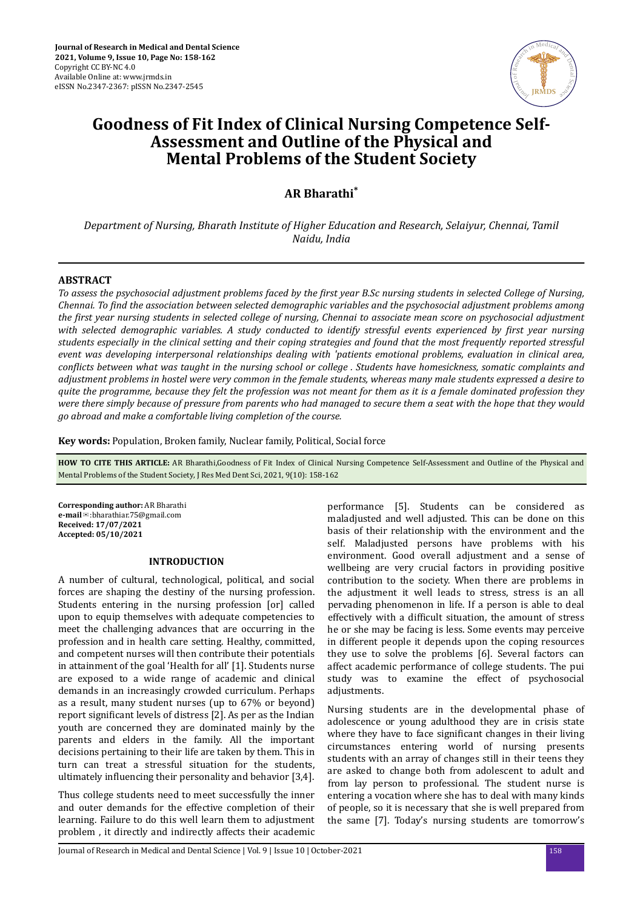# Goodness of Fit Index of Clinical Nursing Competence Self-Assessment and Outline of the Physical and Mental Problems of the Student Society

**AR Bharathi***

*Department of Nursing, Bharath Institute of Higher Education and Research, Selaiyur, Chennai, Tamil Naidu, India*

## ABSTRACT

*To assess the psychosocial adjustment problems faced by the first year B.Sc nursing students in selected College of Nursing, Chennai. To find the association between selected demographic variables and the psychosocial adjustment problems among the first year nursing students in selected college of nursing, Chennai to associate mean score on psychosocial adjustment with selected demographic variables. A study conducted to identify stressful events experienced by first year nursing students especially in the clinical setting and their coping strategies and found that the most frequently reported stressful event was developing interpersonal relationships dealing with 'patients emotional problems, evaluation in clinical area, conflicts between what was taught in the nursing school or college . Students have homesickness, somatic complaints and adjustment problems in hostel were very common in the female students, whereas many male students expressed a desire to quite the programme, because they felt the profession was not meant for them as it is a female dominated profession they were there simply because of pressure from parents who had managed to secure them a seat with the hope that they would go abroad and make a comfortable living completion of the course.*

**Key words:** Population, Broken family, Nuclear family, Political, Social force

**HOW TO CITE THIS ARTICLE:** AR Bharathi,Goodness of Fit Index of Clinical Nursing Competence Self-Assessment and Outline of the Physical and Mental Problems of the Student Society, J Res Med Dent Sci, 2021, 9(10): 158-162

**Corresponding author:** AR Bharathi
**e-mail**✉:bharathiar.75@gmail.com
**Received: 17/07/2021**
**Accepted: 05/10/2021**

## INTRODUCTION

A number of cultural, technological, political, and social forces are shaping the destiny of the nursing profession. Students entering in the nursing profession [or] called upon to equip themselves with adequate competencies to meet the challenging advances that are occurring in the profession and in health care setting. Healthy, committed, and competent nurses will then contribute their potentials in attainment of the goal 'Health for all' [1]. Students nurse are exposed to a wide range of academic and clinical demands in an increasingly crowded curriculum. Perhaps as a result, many student nurses (up to 67% or beyond) report significant levels of distress [2]. As per as the Indian youth are concerned they are dominated mainly by the parents and elders in the family. All the important decisions pertaining to their life are taken by them. This in turn can treat a stressful situation for the students, ultimately influencing their personality and behavior [3,4].

Thus college students need to meet successfully the inner and outer demands for the effective completion of their learning. Failure to do this well learn them to adjustment problem , it directly and indirectly affects their academic performance [5]. Students can be considered as maladjusted and well adjusted. This can be done on this basis of their relationship with the environment and the self. Maladjusted persons have problems with his environment. Good overall adjustment and a sense of wellbeing are very crucial factors in providing positive contribution to the society. When there are problems in the adjustment it well leads to stress, stress is an all pervading phenomenon in life. If a person is able to deal effectively with a difficult situation, the amount of stress he or she may be facing is less. Some events may perceive in different people it depends upon the coping resources they use to solve the problems [6]. Several factors can affect academic performance of college students. The pui study was to examine the effect of psychosocial adjustments.

Nursing students are in the developmental phase of adolescence or young adulthood they are in crisis state where they have to face significant changes in their living circumstances entering world of nursing presents students with an array of changes still in their teens they are asked to change both from adolescent to adult and from lay person to professional. The student nurse is entering a vocation where she has to deal with many kinds of people, so it is necessary that she is well prepared from the same [7]. Today's nursing students are tomorrow's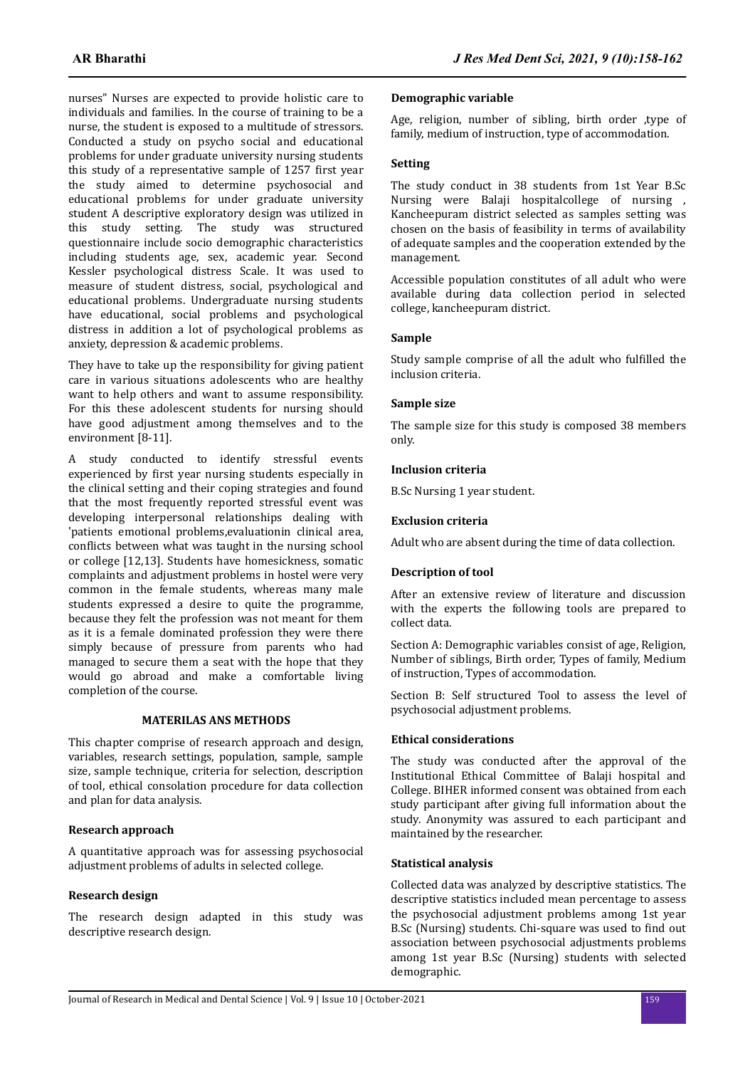nurses" Nurses are expected to provide holistic care to individuals and families. In the course of training to be a nurse, the student is exposed to a multitude of stressors. Conducted a study on psycho social and educational problems for under graduate university nursing students this study of a representative sample of 1257 first year the study aimed to determine psychosocial and educational problems for under graduate university student A descriptive exploratory design was utilized in this study setting. The study was structured questionnaire include socio demographic characteristics including students age, sex, academic year. Second Kessler psychological distress Scale. It was used to measure of student distress, social, psychological and educational problems. Undergraduate nursing students have educational, social problems and psychological distress in addition a lot of psychological problems as anxiety, depression & academic problems.

They have to take up the responsibility for giving patient care in various situations adolescents who are healthy want to help others and want to assume responsibility. For this these adolescent students for nursing should have good adjustment among themselves and to the environment [8-11].

A study conducted to identify stressful events experienced by first year nursing students especially in the clinical setting and their coping strategies and found that the most frequently reported stressful event was developing interpersonal relationships dealing with 'patients emotional problems,evaluationin clinical area, conflicts between what was taught in the nursing school or college [12,13]. Students have homesickness, somatic complaints and adjustment problems in hostel were very common in the female students, whereas many male students expressed a desire to quite the programme, because they felt the profession was not meant for them as it is a female dominated profession they were there simply because of pressure from parents who had managed to secure them a seat with the hope that they would go abroad and make a comfortable living completion of the course.

## MATERILAS ANS METHODS

This chapter comprise of research approach and design, variables, research settings, population, sample, sample size, sample technique, criteria for selection, description of tool, ethical consolation procedure for data collection and plan for data analysis.

### Research approach

A quantitative approach was for assessing psychosocial adjustment problems of adults in selected college.

### Research design

The research design adapted in this study was descriptive research design.

### Demographic variable

Age, religion, number of sibling, birth order ,type of family, medium of instruction, type of accommodation.

### Setting

The study conduct in 38 students from 1st Year B.Sc Nursing were Balaji hospitalcollege of nursing , Kancheepuram district selected as samples setting was chosen on the basis of feasibility in terms of availability of adequate samples and the cooperation extended by the management.

Accessible population constitutes of all adult who were available during data collection period in selected college, kancheepuram district.

### Sample

Study sample comprise of all the adult who fulfilled the inclusion criteria.

### Sample size

The sample size for this study is composed 38 members only.

### Inclusion criteria

B.Sc Nursing 1 year student.

### Exclusion criteria

Adult who are absent during the time of data collection.

### Description of tool

After an extensive review of literature and discussion with the experts the following tools are prepared to collect data.

Section A: Demographic variables consist of age, Religion, Number of siblings, Birth order, Types of family, Medium of instruction, Types of accommodation.

Section B: Self structured Tool to assess the level of psychosocial adjustment problems.

### Ethical considerations

The study was conducted after the approval of the Institutional Ethical Committee of Balaji hospital and College. BIHER informed consent was obtained from each study participant after giving full information about the study. Anonymity was assured to each participant and maintained by the researcher.

### Statistical analysis

Collected data was analyzed by descriptive statistics. The descriptive statistics included mean percentage to assess the psychosocial adjustment problems among 1st year B.Sc (Nursing) students. Chi-square was used to find out association between psychosocial adjustments problems among 1st year B.Sc (Nursing) students with selected demographic.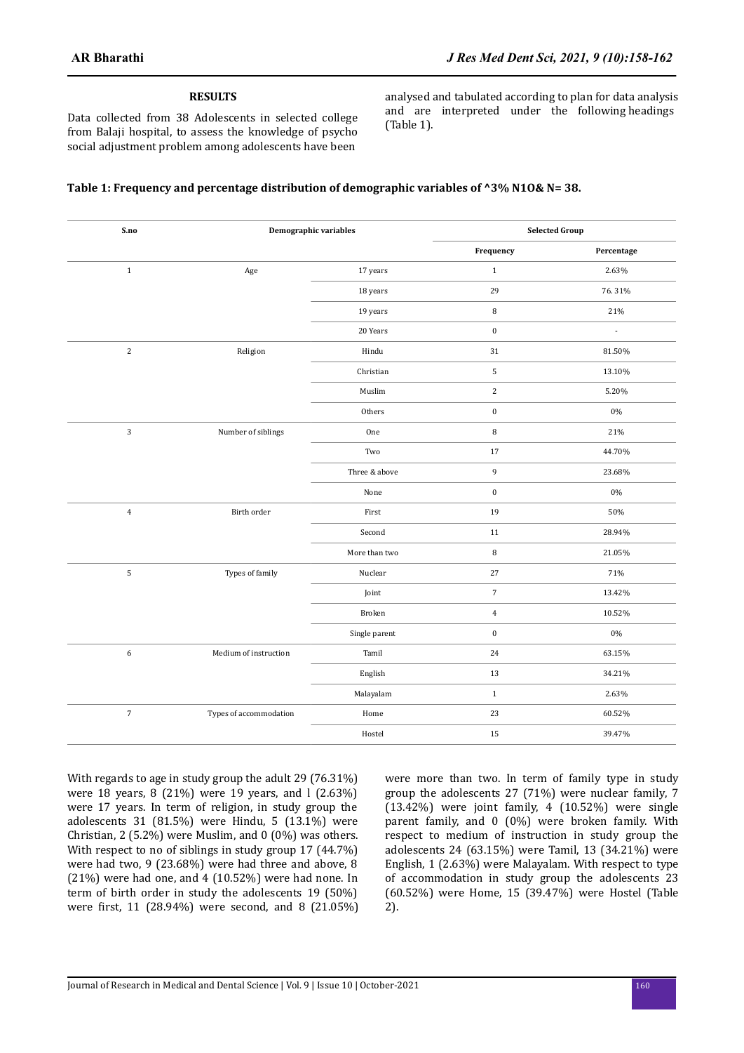## RESULTS

Data collected from 38 Adolescents in selected college from Balaji hospital, to assess the knowledge of psycho social adjustment problem among adolescents have been analysed and tabulated according to plan for data analysis and are interpreted under the following headings (Table 1).

**Table 1: Frequency and percentage distribution of demographic variables of ^3% N1O& N= 38.**

| S.no | Demographic variables | | Selected Group | |
|---|---|---|---|---|
| | | | Frequency | Percentage |
| 1 | Age | 17 years | 1 | 2.63% |
| | | 18 years | 29 | 76.31% |
| | | 19 years | 8 | 21% |
| | | 20 Years | 0 | - |
| 2 | Religion | Hindu | 31 | 81.50% |
| | | Christian | 5 | 13.10% |
| | | Muslim | 2 | 5.20% |
| | | Others | 0 | 0% |
| 3 | Number of siblings | One | 8 | 21% |
| | | Two | 17 | 44.70% |
| | | Three & above | 9 | 23.68% |
| | | None | 0 | 0% |
| 4 | Birth order | First | 19 | 50% |
| | | Second | 11 | 28.94% |
| | | More than two | 8 | 21.05% |
| 5 | Types of family | Nuclear | 27 | 71% |
| | | Joint | 7 | 13.42% |
| | | Broken | 4 | 10.52% |
| | | Single parent | 0 | 0% |
| 6 | Medium of instruction | Tamil | 24 | 63.15% |
| | | English | 13 | 34.21% |
| | | Malayalam | 1 | 2.63% |
| 7 | Types of accommodation | Home | 23 | 60.52% |
| | | Hostel | 15 | 39.47% |

With regards to age in study group the adult 29 (76.31%) were 18 years, 8 (21%) were 19 years, and l (2.63%) were 17 years. In term of religion, in study group the adolescents 31 (81.5%) were Hindu, 5 (13.1%) were Christian, 2 (5.2%) were Muslim, and 0 (0%) was others. With respect to no of siblings in study group 17 (44.7%) were had two, 9 (23.68%) were had three and above, 8 (21%) were had one, and 4 (10.52%) were had none. In term of birth order in study the adolescents 19 (50%) were first, 11 (28.94%) were second, and 8 (21.05%) were more than two. In term of family type in study group the adolescents 27 (71%) were nuclear family, 7 (13.42%) were joint family, 4 (10.52%) were single parent family, and 0 (0%) were broken family. With respect to medium of instruction in study group the adolescents 24 (63.15%) were Tamil, 13 (34.21%) were English, 1 (2.63%) were Malayalam. With respect to type of accommodation in study group the adolescents 23 (60.52%) were Home, 15 (39.47%) were Hostel (Table 2).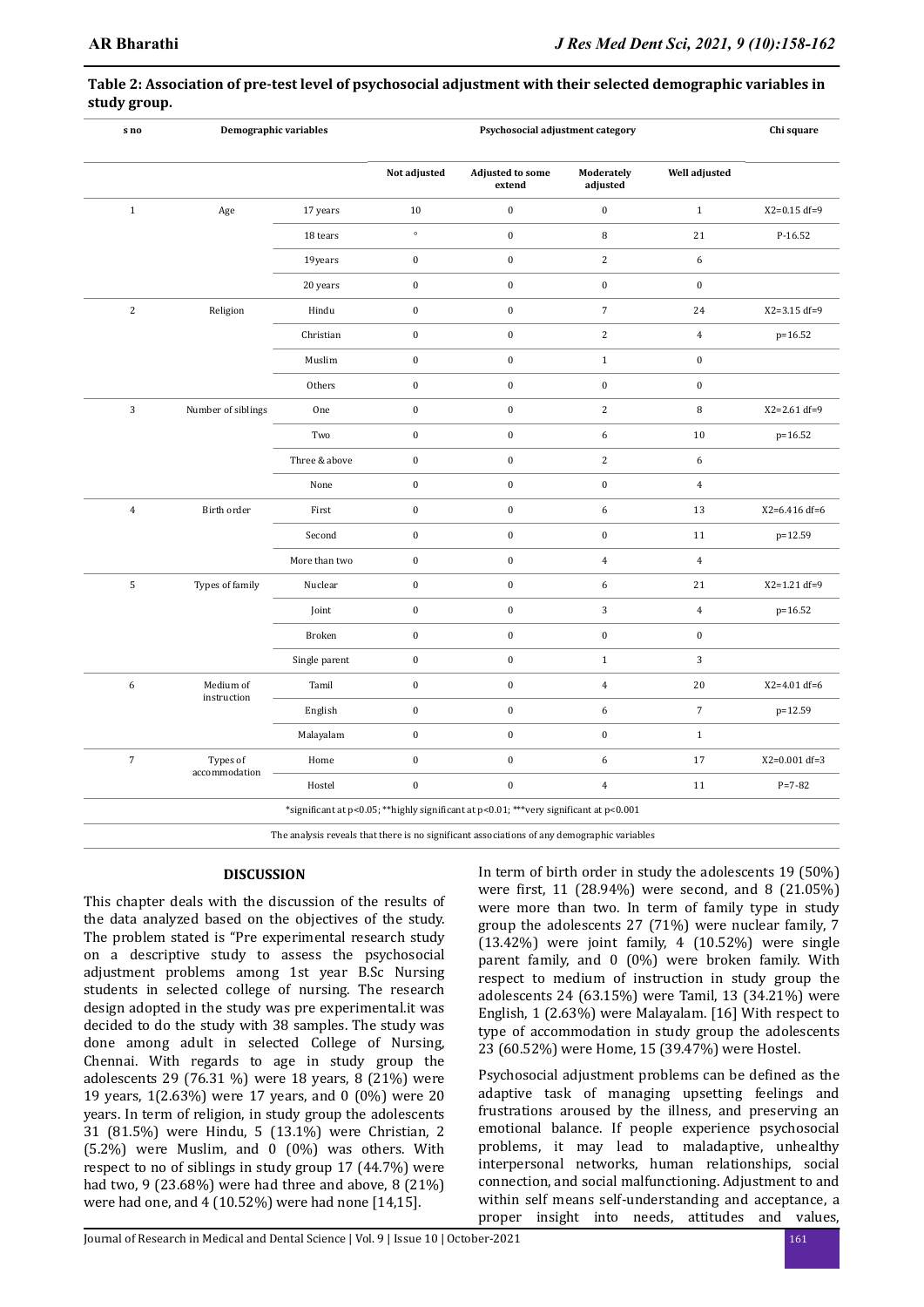**Table 2: Association of pre-test level of psychosocial adjustment with their selected demographic variables in study group.**

| s no | Demographic variables | | Psychosocial adjustment category | | | | Chi square |
|---|---|---|---|---|---|---|---|
| | | | Not adjusted | Adjusted to some extend | Moderately adjusted | Well adjusted | |
| 1 | Age | 17 years | 10 | 0 | 0 | 1 | X2=0.15 df=9 |
| | | 18 tears | ° | 0 | 8 | 21 | P-16.52 |
| | | 19years | 0 | 0 | 2 | 6 | |
| | | 20 years | 0 | 0 | 0 | 0 | |
| 2 | Religion | Hindu | 0 | 0 | 7 | 24 | X2=3.15 df=9 |
| | | Christian | 0 | 0 | 2 | 4 | p=16.52 |
| | | Muslim | 0 | 0 | 1 | 0 | |
| | | Others | 0 | 0 | 0 | 0 | |
| 3 | Number of siblings | One | 0 | 0 | 2 | 8 | X2=2.61 df=9 |
| | | Two | 0 | 0 | 6 | 10 | p=16.52 |
| | | Three & above | 0 | 0 | 2 | 6 | |
| | | None | 0 | 0 | 0 | 4 | |
| 4 | Birth order | First | 0 | 0 | 6 | 13 | X2=6.416 df=6 |
| | | Second | 0 | 0 | 0 | 11 | p=12.59 |
| | | More than two | 0 | 0 | 4 | 4 | |
| 5 | Types of family | Nuclear | 0 | 0 | 6 | 21 | X2=1.21 df=9 |
| | | Joint | 0 | 0 | 3 | 4 | p=16.52 |
| | | Broken | 0 | 0 | 0 | 0 | |
| | | Single parent | 0 | 0 | 1 | 3 | |
| 6 | Medium of instruction | Tamil | 0 | 0 | 4 | 20 | X2=4.01 df=6 |
| | | English | 0 | 0 | 6 | 7 | p=12.59 |
| | | Malayalam | 0 | 0 | 0 | 1 | |
| 7 | Types of accommodation | Home | 0 | 0 | 6 | 17 | X2=0.001 df=3 |
| | | Hostel | 0 | 0 | 4 | 11 | P=7-82 |

*significant at p<0.05; **highly significant at p<0.01; ***very significant at p<0.001

The analysis reveals that there is no significant associations of any demographic variables

## DISCUSSION

This chapter deals with the discussion of the results of the data analyzed based on the objectives of the study. The problem stated is "Pre experimental research study on a descriptive study to assess the psychosocial adjustment problems among 1st year B.Sc Nursing students in selected college of nursing. The research design adopted in the study was pre experimental.it was decided to do the study with 38 samples. The study was done among adult in selected College of Nursing, Chennai. With regards to age in study group the adolescents 29 (76.31 %) were 18 years, 8 (21%) were 19 years, 1(2.63%) were 17 years, and 0 (0%) were 20 years. In term of religion, in study group the adolescents 31 (81.5%) were Hindu, 5 (13.1%) were Christian, 2 (5.2%) were Muslim, and 0 (0%) was others. With respect to no of siblings in study group 17 (44.7%) were had two, 9 (23.68%) were had three and above, 8 (21%) were had one, and 4 (10.52%) were had none [14,15].

In term of birth order in study the adolescents 19 (50%) were first, 11 (28.94%) were second, and 8 (21.05%) were more than two. In term of family type in study group the adolescents 27 (71%) were nuclear family, 7 (13.42%) were joint family, 4 (10.52%) were single parent family, and 0 (0%) were broken family. With respect to medium of instruction in study group the adolescents 24 (63.15%) were Tamil, 13 (34.21%) were English, 1 (2.63%) were Malayalam. [16] With respect to type of accommodation in study group the adolescents 23 (60.52%) were Home, 15 (39.47%) were Hostel.

Psychosocial adjustment problems can be defined as the adaptive task of managing upsetting feelings and frustrations aroused by the illness, and preserving an emotional balance. If people experience psychosocial problems, it may lead to maladaptive, unhealthy interpersonal networks, human relationships, social connection, and social malfunctioning. Adjustment to and within self means self-understanding and acceptance, a proper insight into needs, attitudes and values,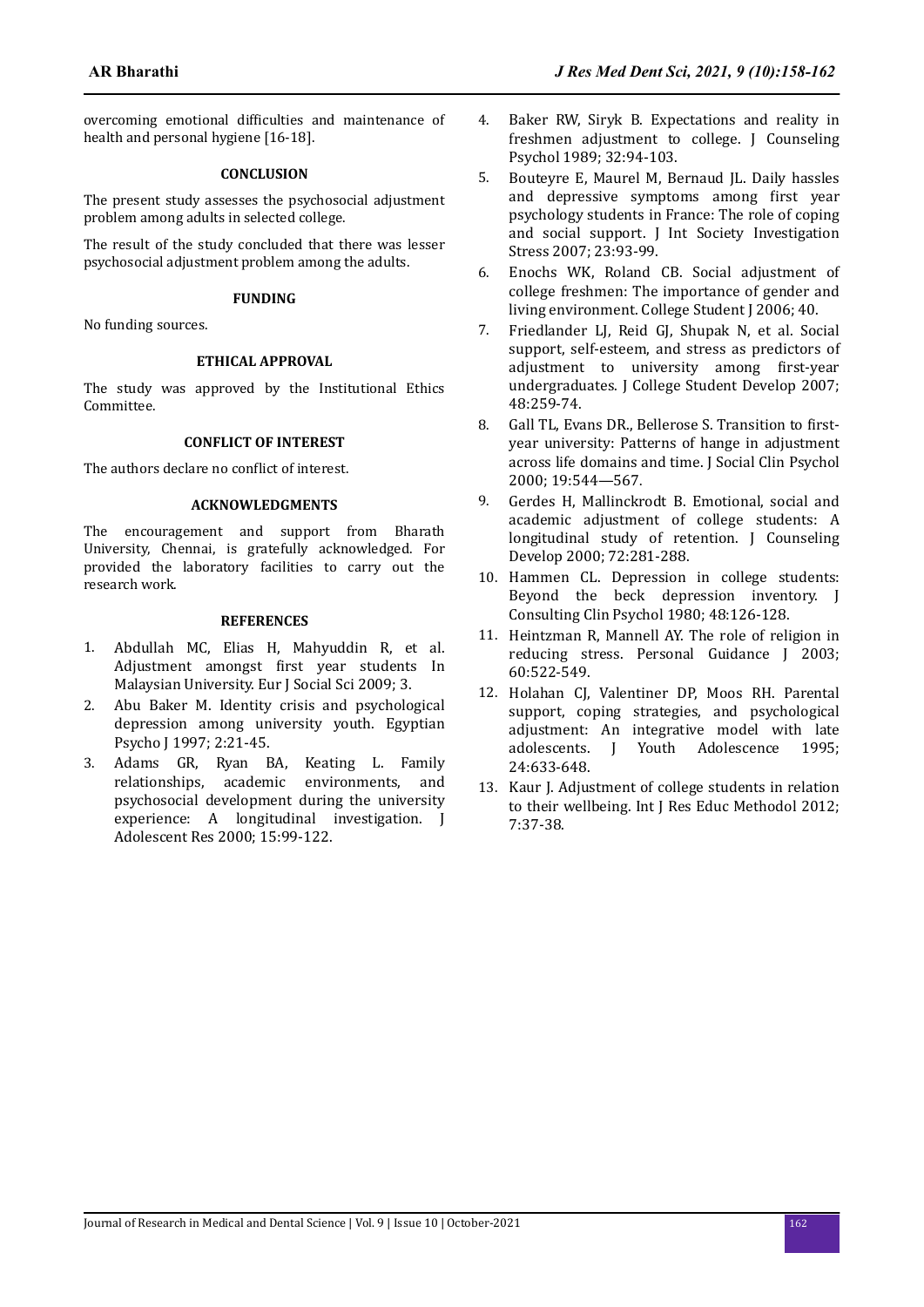overcoming emotional difficulties and maintenance of health and personal hygiene [16-18].

## CONCLUSION

The present study assesses the psychosocial adjustment problem among adults in selected college.

The result of the study concluded that there was lesser psychosocial adjustment problem among the adults.

## FUNDING

No funding sources.

## ETHICAL APPROVAL

The study was approved by the Institutional Ethics Committee.

## CONFLICT OF INTEREST

The authors declare no conflict of interest.

## ACKNOWLEDGMENTS

The encouragement and support from Bharath University, Chennai, is gratefully acknowledged. For provided the laboratory facilities to carry out the research work.

## REFERENCES

1. Abdullah MC, Elias H, Mahyuddin R, et al. Adjustment amongst first year students In Malaysian University. Eur J Social Sci 2009; 3.
2. Abu Baker M. Identity crisis and psychological depression among university youth. Egyptian Psycho J 1997; 2:21-45.
3. Adams GR, Ryan BA, Keating L. Family relationships, academic environments, and psychosocial development during the university experience: A longitudinal investigation. J Adolescent Res 2000; 15:99-122.
4. Baker RW, Siryk B. Expectations and reality in freshmen adjustment to college. J Counseling Psychol 1989; 32:94-103.
5. Bouteyre E, Maurel M, Bernaud JL. Daily hassles and depressive symptoms among first year psychology students in France: The role of coping and social support. J Int Society Investigation Stress 2007; 23:93-99.
6. Enochs WK, Roland CB. Social adjustment of college freshmen: The importance of gender and living environment. College Student J 2006; 40.
7. Friedlander LJ, Reid GJ, Shupak N, et al. Social support, self-esteem, and stress as predictors of adjustment to university among first-year undergraduates. J College Student Develop 2007; 48:259-74.
8. Gall TL, Evans DR., Bellerose S. Transition to first-year university: Patterns of hange in adjustment across life domains and time. J Social Clin Psychol 2000; 19:544—567.
9. Gerdes H, Mallinckrodt B. Emotional, social and academic adjustment of college students: A longitudinal study of retention. J Counseling Develop 2000; 72:281-288.
10. Hammen CL. Depression in college students: Beyond the beck depression inventory. J Consulting Clin Psychol 1980; 48:126-128.
11. Heintzman R, Mannell AY. The role of religion in reducing stress. Personal Guidance J 2003; 60:522-549.
12. Holahan CJ, Valentiner DP, Moos RH. Parental support, coping strategies, and psychological adjustment: An integrative model with late adolescents. J Youth Adolescence 1995; 24:633-648.
13. Kaur J. Adjustment of college students in relation to their wellbeing. Int J Res Educ Methodol 2012; 7:37-38.